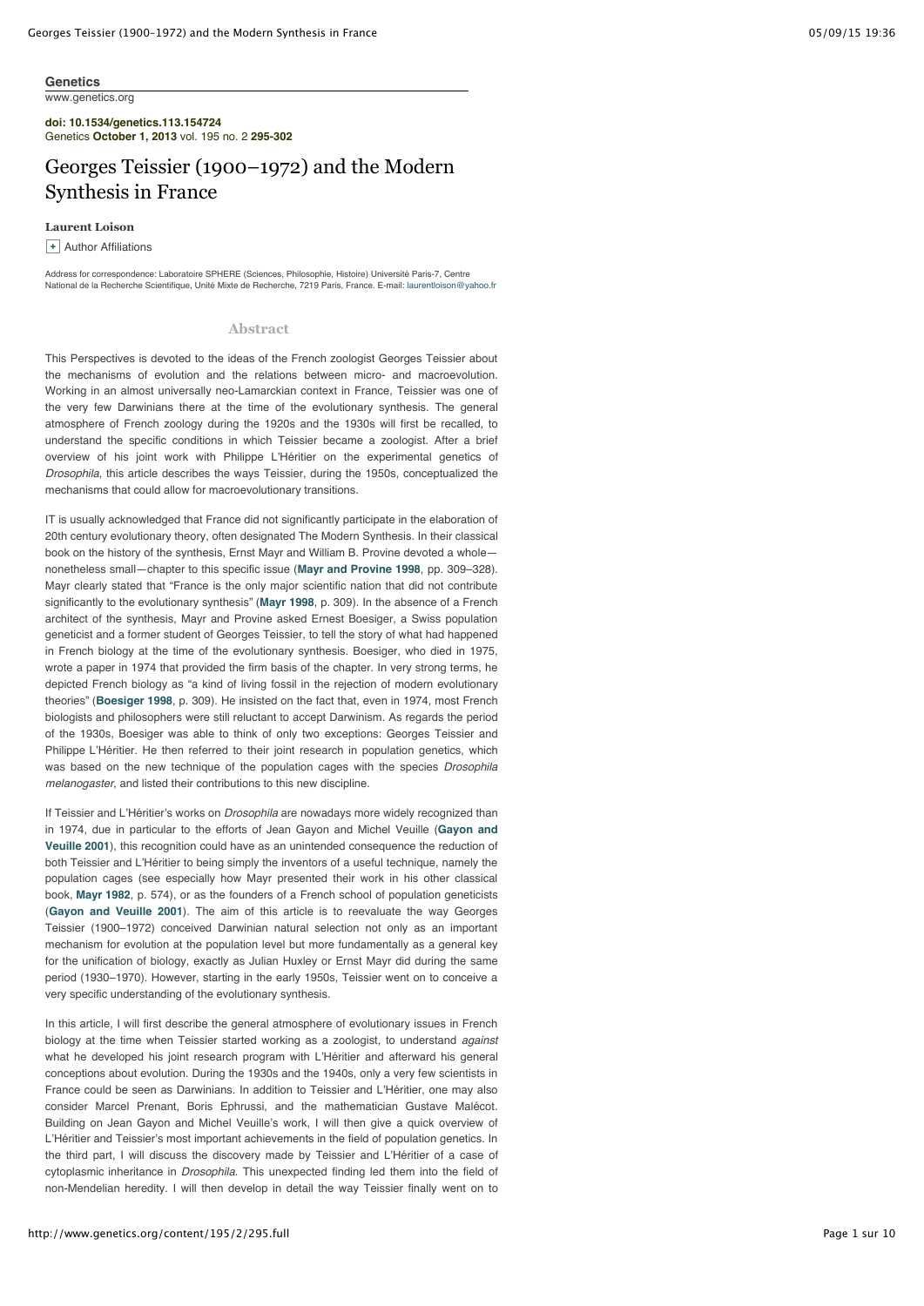**Genetics**
www.genetics.org

**doi: 10.1534/genetics.113.154724**
Genetics **October 1, 2013** vol. 195 no. 2 **295-302**

# Georges Teissier (1900–1972) and the Modern Synthesis in France

**Laurent Loison**

+ Author Affiliations

Address for correspondence: Laboratoire SPHERE (Sciences, Philosophie, Histoire) Université Paris-7, Centre National de la Recherche Scientifique, Unité Mixte de Recherche, 7219 Paris, France. E-mail: laurentloison@yahoo.fr

## Abstract

This Perspectives is devoted to the ideas of the French zoologist Georges Teissier about the mechanisms of evolution and the relations between micro- and macroevolution. Working in an almost universally neo-Lamarckian context in France, Teissier was one of the very few Darwinians there at the time of the evolutionary synthesis. The general atmosphere of French zoology during the 1920s and the 1930s will first be recalled, to understand the specific conditions in which Teissier became a zoologist. After a brief overview of his joint work with Philippe L'Héritier on the experimental genetics of *Drosophila*, this article describes the ways Teissier, during the 1950s, conceptualized the mechanisms that could allow for macroevolutionary transitions.

IT is usually acknowledged that France did not significantly participate in the elaboration of 20th century evolutionary theory, often designated The Modern Synthesis. In their classical book on the history of the synthesis, Ernst Mayr and William B. Provine devoted a whole—nonetheless small—chapter to this specific issue (**Mayr and Provine 1998**, pp. 309–328). Mayr clearly stated that "France is the only major scientific nation that did not contribute significantly to the evolutionary synthesis" (**Mayr 1998**, p. 309). In the absence of a French architect of the synthesis, Mayr and Provine asked Ernest Boesiger, a Swiss population geneticist and a former student of Georges Teissier, to tell the story of what had happened in French biology at the time of the evolutionary synthesis. Boesiger, who died in 1975, wrote a paper in 1974 that provided the firm basis of the chapter. In very strong terms, he depicted French biology as "a kind of living fossil in the rejection of modern evolutionary theories" (**Boesiger 1998**, p. 309). He insisted on the fact that, even in 1974, most French biologists and philosophers were still reluctant to accept Darwinism. As regards the period of the 1930s, Boesiger was able to think of only two exceptions: Georges Teissier and Philippe L'Héritier. He then referred to their joint research in population genetics, which was based on the new technique of the population cages with the species *Drosophila melanogaster*, and listed their contributions to this new discipline.

If Teissier and L'Héritier's works on *Drosophila* are nowadays more widely recognized than in 1974, due in particular to the efforts of Jean Gayon and Michel Veuille (**Gayon and Veuille 2001**), this recognition could have as an unintended consequence the reduction of both Teissier and L'Héritier to being simply the inventors of a useful technique, namely the population cages (see especially how Mayr presented their work in his other classical book, **Mayr 1982**, p. 574), or as the founders of a French school of population geneticists (**Gayon and Veuille 2001**). The aim of this article is to reevaluate the way Georges Teissier (1900–1972) conceived Darwinian natural selection not only as an important mechanism for evolution at the population level but more fundamentally as a general key for the unification of biology, exactly as Julian Huxley or Ernst Mayr did during the same period (1930–1970). However, starting in the early 1950s, Teissier went on to conceive a very specific understanding of the evolutionary synthesis.

In this article, I will first describe the general atmosphere of evolutionary issues in French biology at the time when Teissier started working as a zoologist, to understand *against* what he developed his joint research program with L'Héritier and afterward his general conceptions about evolution. During the 1930s and the 1940s, only a very few scientists in France could be seen as Darwinians. In addition to Teissier and L'Héritier, one may also consider Marcel Prenant, Boris Ephrussi, and the mathematician Gustave Malécot. Building on Jean Gayon and Michel Veuille's work, I will then give a quick overview of L'Héritier and Teissier's most important achievements in the field of population genetics. In the third part, I will discuss the discovery made by Teissier and L'Héritier of a case of cytoplasmic inheritance in *Drosophila*. This unexpected finding led them into the field of non-Mendelian heredity. I will then develop in detail the way Teissier finally went on to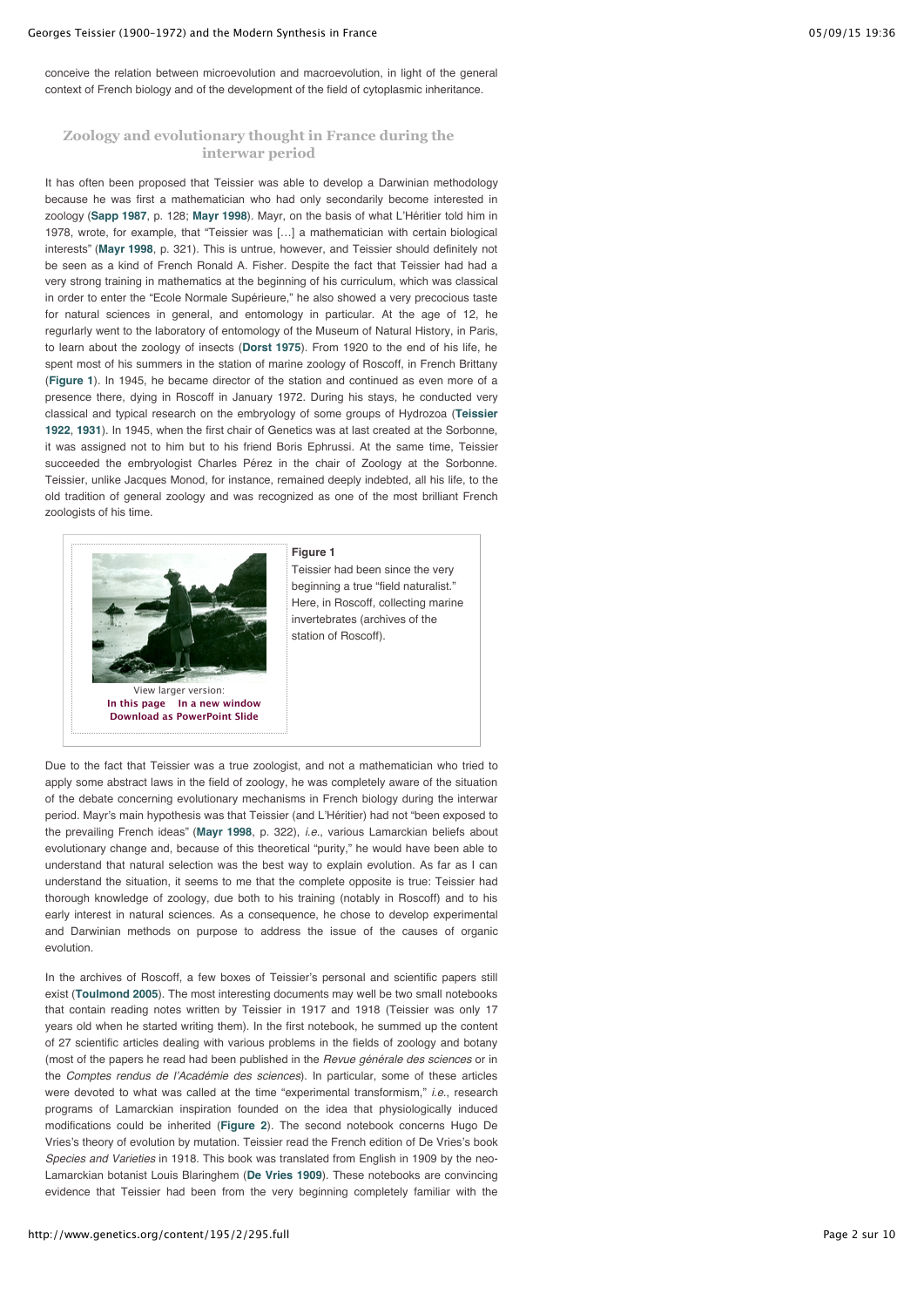conceive the relation between microevolution and macroevolution, in light of the general context of French biology and of the development of the field of cytoplasmic inheritance.

## Zoology and evolutionary thought in France during the interwar period

It has often been proposed that Teissier was able to develop a Darwinian methodology because he was first a mathematician who had only secondarily become interested in zoology (**Sapp 1987**, p. 128; **Mayr 1998**). Mayr, on the basis of what L'Héritier told him in 1978, wrote, for example, that "Teissier was […] a mathematician with certain biological interests" (**Mayr 1998**, p. 321). This is untrue, however, and Teissier should definitely not be seen as a kind of French Ronald A. Fisher. Despite the fact that Teissier had had a very strong training in mathematics at the beginning of his curriculum, which was classical in order to enter the "Ecole Normale Supérieure," he also showed a very precocious taste for natural sciences in general, and entomology in particular. At the age of 12, he regurlarly went to the laboratory of entomology of the Museum of Natural History, in Paris, to learn about the zoology of insects (**Dorst 1975**). From 1920 to the end of his life, he spent most of his summers in the station of marine zoology of Roscoff, in French Brittany (**Figure 1**). In 1945, he became director of the station and continued as even more of a presence there, dying in Roscoff in January 1972. During his stays, he conducted very classical and typical research on the embryology of some groups of Hydrozoa (**Teissier 1922**, **1931**). In 1945, when the first chair of Genetics was at last created at the Sorbonne, it was assigned not to him but to his friend Boris Ephrussi. At the same time, Teissier succeeded the embryologist Charles Pérez in the chair of Zoology at the Sorbonne. Teissier, unlike Jacques Monod, for instance, remained deeply indebted, all his life, to the old tradition of general zoology and was recognized as one of the most brilliant French zoologists of his time.

**Figure 1**
Teissier had been since the very beginning a true "field naturalist." Here, in Roscoff, collecting marine invertebrates (archives of the station of Roscoff).

Due to the fact that Teissier was a true zoologist, and not a mathematician who tried to apply some abstract laws in the field of zoology, he was completely aware of the situation of the debate concerning evolutionary mechanisms in French biology during the interwar period. Mayr's main hypothesis was that Teissier (and L'Héritier) had not "been exposed to the prevailing French ideas" (**Mayr 1998**, p. 322), *i.e.*, various Lamarckian beliefs about evolutionary change and, because of this theoretical "purity," he would have been able to understand that natural selection was the best way to explain evolution. As far as I can understand the situation, it seems to me that the complete opposite is true: Teissier had thorough knowledge of zoology, due both to his training (notably in Roscoff) and to his early interest in natural sciences. As a consequence, he chose to develop experimental and Darwinian methods on purpose to address the issue of the causes of organic evolution.

In the archives of Roscoff, a few boxes of Teissier's personal and scientific papers still exist (**Toulmond 2005**). The most interesting documents may well be two small notebooks that contain reading notes written by Teissier in 1917 and 1918 (Teissier was only 17 years old when he started writing them). In the first notebook, he summed up the content of 27 scientific articles dealing with various problems in the fields of zoology and botany (most of the papers he read had been published in the *Revue générale des sciences* or in the *Comptes rendus de l'Académie des sciences*). In particular, some of these articles were devoted to what was called at the time "experimental transformism," *i.e.*, research programs of Lamarckian inspiration founded on the idea that physiologically induced modifications could be inherited (**Figure 2**). The second notebook concerns Hugo De Vries's theory of evolution by mutation. Teissier read the French edition of De Vries's book *Species and Varieties* in 1918. This book was translated from English in 1909 by the neo-Lamarckian botanist Louis Blaringhem (**De Vries 1909**). These notebooks are convincing evidence that Teissier had been from the very beginning completely familiar with the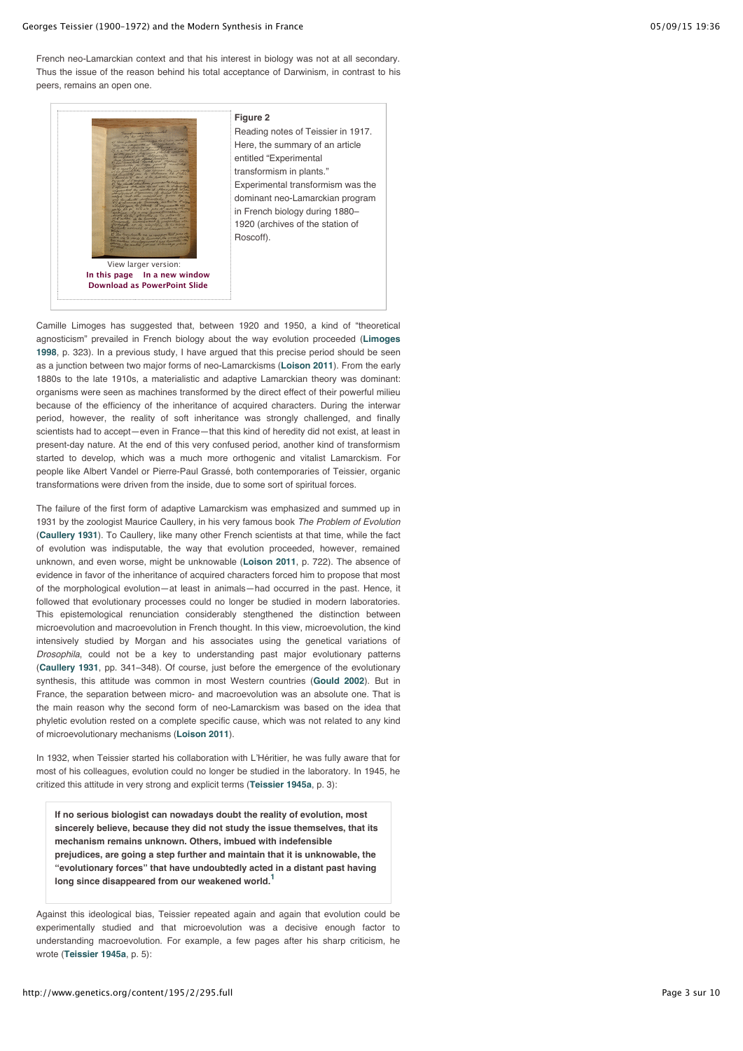French neo-Lamarckian context and that his interest in biology was not at all secondary. Thus the issue of the reason behind his total acceptance of Darwinism, in contrast to his peers, remains an open one.

**Figure 2**
Reading notes of Teissier in 1917. Here, the summary of an article entitled "Experimental transformism in plants." Experimental transformism was the dominant neo-Lamarckian program in French biology during 1880–1920 (archives of the station of Roscoff).

Camille Limoges has suggested that, between 1920 and 1950, a kind of "theoretical agnosticism" prevailed in French biology about the way evolution proceeded (**Limoges 1998**, p. 323). In a previous study, I have argued that this precise period should be seen as a junction between two major forms of neo-Lamarckisms (**Loison 2011**). From the early 1880s to the late 1910s, a materialistic and adaptive Lamarckian theory was dominant: organisms were seen as machines transformed by the direct effect of their powerful milieu because of the efficiency of the inheritance of acquired characters. During the interwar period, however, the reality of soft inheritance was strongly challenged, and finally scientists had to accept—even in France—that this kind of heredity did not exist, at least in present-day nature. At the end of this very confused period, another kind of transformism started to develop, which was a much more orthogenic and vitalist Lamarckism. For people like Albert Vandel or Pierre-Paul Grassé, both contemporaries of Teissier, organic transformations were driven from the inside, due to some sort of spiritual forces.

The failure of the first form of adaptive Lamarckism was emphasized and summed up in 1931 by the zoologist Maurice Caullery, in his very famous book *The Problem of Evolution* (**Caullery 1931**). To Caullery, like many other French scientists at that time, while the fact of evolution was indisputable, the way that evolution proceeded, however, remained unknown, and even worse, might be unknowable (**Loison 2011**, p. 722). The absence of evidence in favor of the inheritance of acquired characters forced him to propose that most of the morphological evolution—at least in animals—had occurred in the past. Hence, it followed that evolutionary processes could no longer be studied in modern laboratories. This epistemological renunciation considerably stengthened the distinction between microevolution and macroevolution in French thought. In this view, microevolution, the kind intensively studied by Morgan and his associates using the genetical variations of *Drosophila*, could not be a key to understanding past major evolutionary patterns (**Caullery 1931**, pp. 341–348). Of course, just before the emergence of the evolutionary synthesis, this attitude was common in most Western countries (**Gould 2002**). But in France, the separation between micro- and macroevolution was an absolute one. That is the main reason why the second form of neo-Lamarckism was based on the idea that phyletic evolution rested on a complete specific cause, which was not related to any kind of microevolutionary mechanisms (**Loison 2011**).

In 1932, when Teissier started his collaboration with L'Héritier, he was fully aware that for most of his colleagues, evolution could no longer be studied in the laboratory. In 1945, he critized this attitude in very strong and explicit terms (**Teissier 1945a**, p. 3):

> **If no serious biologist can nowadays doubt the reality of evolution, most sincerely believe, because they did not study the issue themselves, that its mechanism remains unknown. Others, imbued with indefensible prejudices, are going a step further and maintain that it is unknowable, the "evolutionary forces" that have undoubtedly acted in a distant past having long since disappeared from our weakened world.**[1]

Against this ideological bias, Teissier repeated again and again that evolution could be experimentally studied and that microevolution was a decisive enough factor to understanding macroevolution. For example, a few pages after his sharp criticism, he wrote (**Teissier 1945a**, p. 5):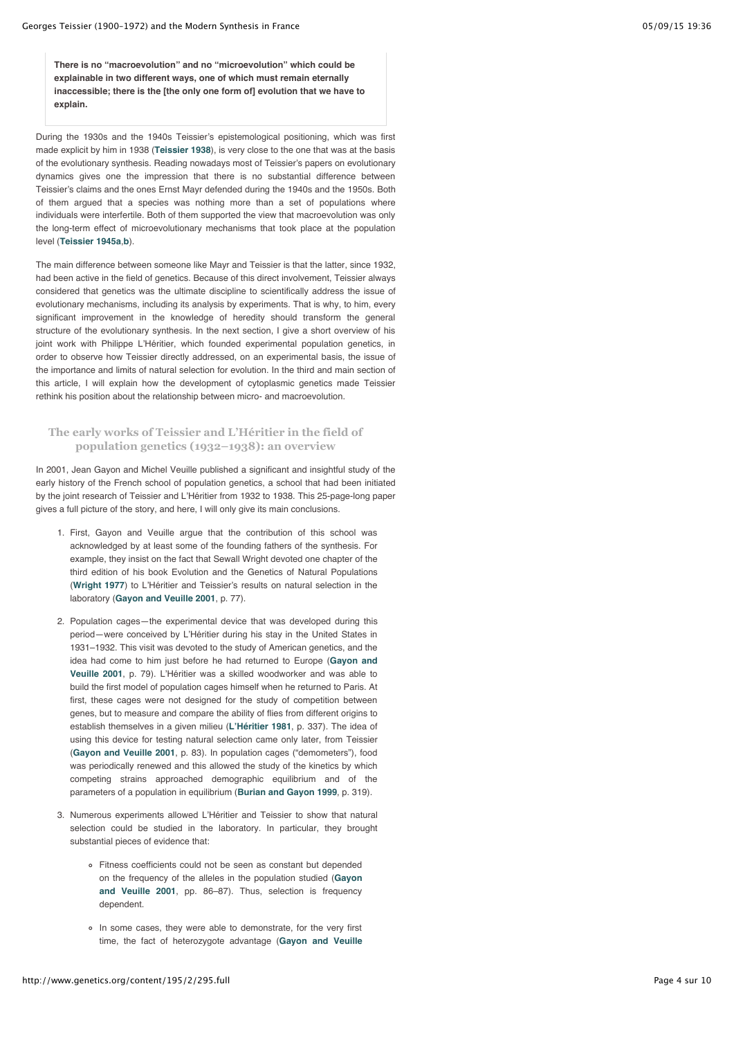> **There is no "macroevolution" and no "microevolution" which could be explainable in two different ways, one of which must remain eternally inaccessible; there is the [the only one form of] evolution that we have to explain.**

During the 1930s and the 1940s Teissier's epistemological positioning, which was first made explicit by him in 1938 (**Teissier 1938**), is very close to the one that was at the basis of the evolutionary synthesis. Reading nowadays most of Teissier's papers on evolutionary dynamics gives one the impression that there is no substantial difference between Teissier's claims and the ones Ernst Mayr defended during the 1940s and the 1950s. Both of them argued that a species was nothing more than a set of populations where individuals were interfertile. Both of them supported the view that macroevolution was only the long-term effect of microevolutionary mechanisms that took place at the population level (**Teissier 1945a**,**b**).

The main difference between someone like Mayr and Teissier is that the latter, since 1932, had been active in the field of genetics. Because of this direct involvement, Teissier always considered that genetics was the ultimate discipline to scientifically address the issue of evolutionary mechanisms, including its analysis by experiments. That is why, to him, every significant improvement in the knowledge of heredity should transform the general structure of the evolutionary synthesis. In the next section, I give a short overview of his joint work with Philippe L'Héritier, which founded experimental population genetics, in order to observe how Teissier directly addressed, on an experimental basis, the issue of the importance and limits of natural selection for evolution. In the third and main section of this article, I will explain how the development of cytoplasmic genetics made Teissier rethink his position about the relationship between micro- and macroevolution.

## The early works of Teissier and L'Héritier in the field of population genetics (1932–1938): an overview

In 2001, Jean Gayon and Michel Veuille published a significant and insightful study of the early history of the French school of population genetics, a school that had been initiated by the joint research of Teissier and L'Héritier from 1932 to 1938. This 25-page-long paper gives a full picture of the story, and here, I will only give its main conclusions.

1. First, Gayon and Veuille argue that the contribution of this school was acknowledged by at least some of the founding fathers of the synthesis. For example, they insist on the fact that Sewall Wright devoted one chapter of the third edition of his book Evolution and the Genetics of Natural Populations (**Wright 1977**) to L'Héritier and Teissier's results on natural selection in the laboratory (**Gayon and Veuille 2001**, p. 77).
2. Population cages—the experimental device that was developed during this period—were conceived by L'Héritier during his stay in the United States in 1931–1932. This visit was devoted to the study of American genetics, and the idea had come to him just before he had returned to Europe (**Gayon and Veuille 2001**, p. 79). L'Héritier was a skilled woodworker and was able to build the first model of population cages himself when he returned to Paris. At first, these cages were not designed for the study of competition between genes, but to measure and compare the ability of flies from different origins to establish themselves in a given milieu (**L'Héritier 1981**, p. 337). The idea of using this device for testing natural selection came only later, from Teissier (**Gayon and Veuille 2001**, p. 83). In population cages ("demometers"), food was periodically renewed and this allowed the study of the kinetics by which competing strains approached demographic equilibrium and of the parameters of a population in equilibrium (**Burian and Gayon 1999**, p. 319).
3. Numerous experiments allowed L'Héritier and Teissier to show that natural selection could be studied in the laboratory. In particular, they brought substantial pieces of evidence that:
    - Fitness coefficients could not be seen as constant but depended on the frequency of the alleles in the population studied (**Gayon and Veuille 2001**, pp. 86–87). Thus, selection is frequency dependent.
    - In some cases, they were able to demonstrate, for the very first time, the fact of heterozygote advantage (**Gayon and Veuille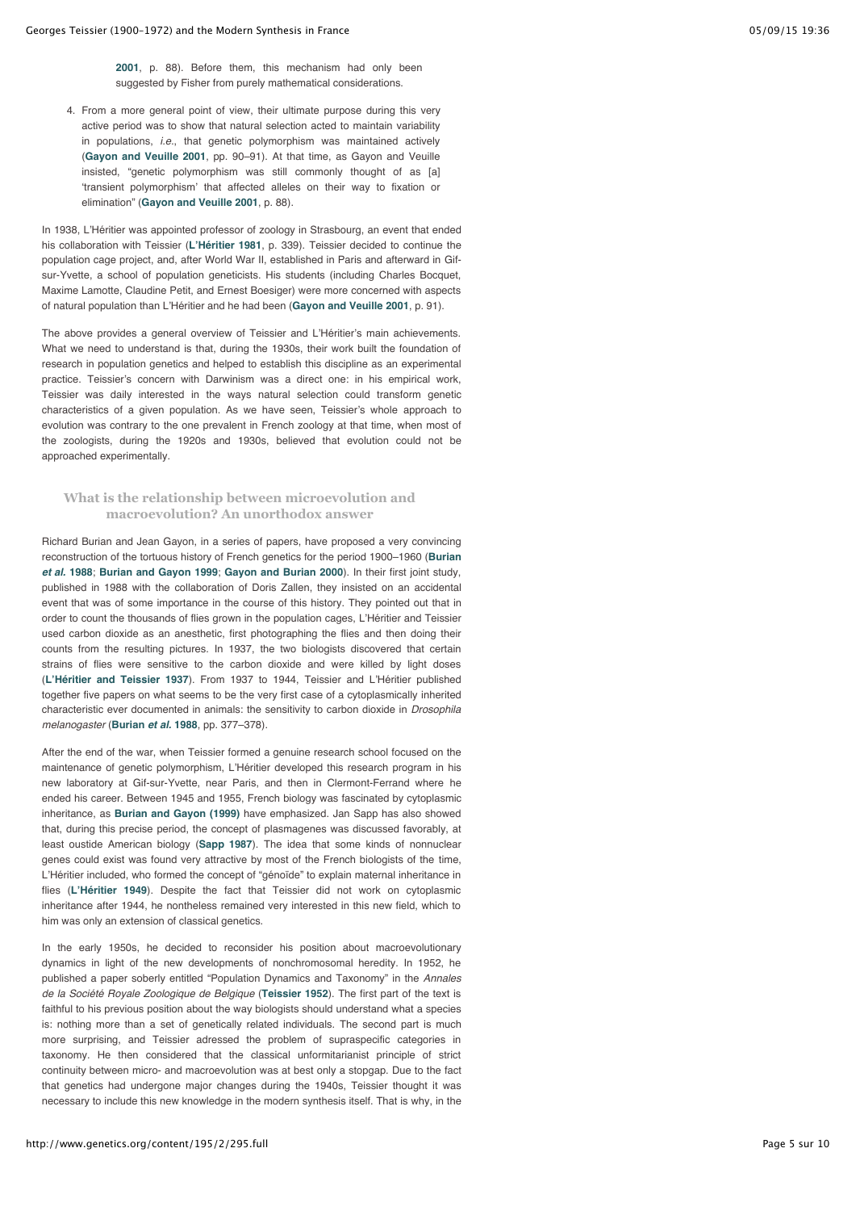2001, p. 88). Before them, this mechanism had only been suggested by Fisher from purely mathematical considerations.

4. From a more general point of view, their ultimate purpose during this very active period was to show that natural selection acted to maintain variability in populations, *i.e.*, that genetic polymorphism was maintained actively (**Gayon and Veuille 2001**, pp. 90–91). At that time, as Gayon and Veuille insisted, "genetic polymorphism was still commonly thought of as [a] 'transient polymorphism' that affected alleles on their way to fixation or elimination" (**Gayon and Veuille 2001**, p. 88).

In 1938, L'Héritier was appointed professor of zoology in Strasbourg, an event that ended his collaboration with Teissier (**L'Héritier 1981**, p. 339). Teissier decided to continue the population cage project, and, after World War II, established in Paris and afterward in Gif-sur-Yvette, a school of population geneticists. His students (including Charles Bocquet, Maxime Lamotte, Claudine Petit, and Ernest Boesiger) were more concerned with aspects of natural population than L'Héritier and he had been (**Gayon and Veuille 2001**, p. 91).

The above provides a general overview of Teissier and L'Héritier's main achievements. What we need to understand is that, during the 1930s, their work built the foundation of research in population genetics and helped to establish this discipline as an experimental practice. Teissier's concern with Darwinism was a direct one: in his empirical work, Teissier was daily interested in the ways natural selection could transform genetic characteristics of a given population. As we have seen, Teissier's whole approach to evolution was contrary to the one prevalent in French zoology at that time, when most of the zoologists, during the 1920s and 1930s, believed that evolution could not be approached experimentally.

## What is the relationship between microevolution and macroevolution? An unorthodox answer

Richard Burian and Jean Gayon, in a series of papers, have proposed a very convincing reconstruction of the tortuous history of French genetics for the period 1900–1960 (**Burian *et al.* 1988**; **Burian and Gayon 1999**; **Gayon and Burian 2000**). In their first joint study, published in 1988 with the collaboration of Doris Zallen, they insisted on an accidental event that was of some importance in the course of this history. They pointed out that in order to count the thousands of flies grown in the population cages, L'Héritier and Teissier used carbon dioxide as an anesthetic, first photographing the flies and then doing their counts from the resulting pictures. In 1937, the two biologists discovered that certain strains of flies were sensitive to the carbon dioxide and were killed by light doses (**L'Héritier and Teissier 1937**). From 1937 to 1944, Teissier and L'Héritier published together five papers on what seems to be the very first case of a cytoplasmically inherited characteristic ever documented in animals: the sensitivity to carbon dioxide in *Drosophila melanogaster* (**Burian *et al.* 1988**, pp. 377–378).

After the end of the war, when Teissier formed a genuine research school focused on the maintenance of genetic polymorphism, L'Héritier developed this research program in his new laboratory at Gif-sur-Yvette, near Paris, and then in Clermont-Ferrand where he ended his career. Between 1945 and 1955, French biology was fascinated by cytoplasmic inheritance, as **Burian and Gayon (1999)** have emphasized. Jan Sapp has also showed that, during this precise period, the concept of plasmagenes was discussed favorably, at least oustide American biology (**Sapp 1987**). The idea that some kinds of nonnuclear genes could exist was found very attractive by most of the French biologists of the time, L'Héritier included, who formed the concept of "génoïde" to explain maternal inheritance in flies (**L'Héritier 1949**). Despite the fact that Teissier did not work on cytoplasmic inheritance after 1944, he nontheless remained very interested in this new field, which to him was only an extension of classical genetics.

In the early 1950s, he decided to reconsider his position about macroevolutionary dynamics in light of the new developments of nonchromosomal heredity. In 1952, he published a paper soberly entitled "Population Dynamics and Taxonomy" in the *Annales de la Société Royale Zoologique de Belgique* (**Teissier 1952**). The first part of the text is faithful to his previous position about the way biologists should understand what a species is: nothing more than a set of genetically related individuals. The second part is much more surprising, and Teissier adressed the problem of supraspecific categories in taxonomy. He then considered that the classical unformitarianist principle of strict continuity between micro- and macroevolution was at best only a stopgap. Due to the fact that genetics had undergone major changes during the 1940s, Teissier thought it was necessary to include this new knowledge in the modern synthesis itself. That is why, in the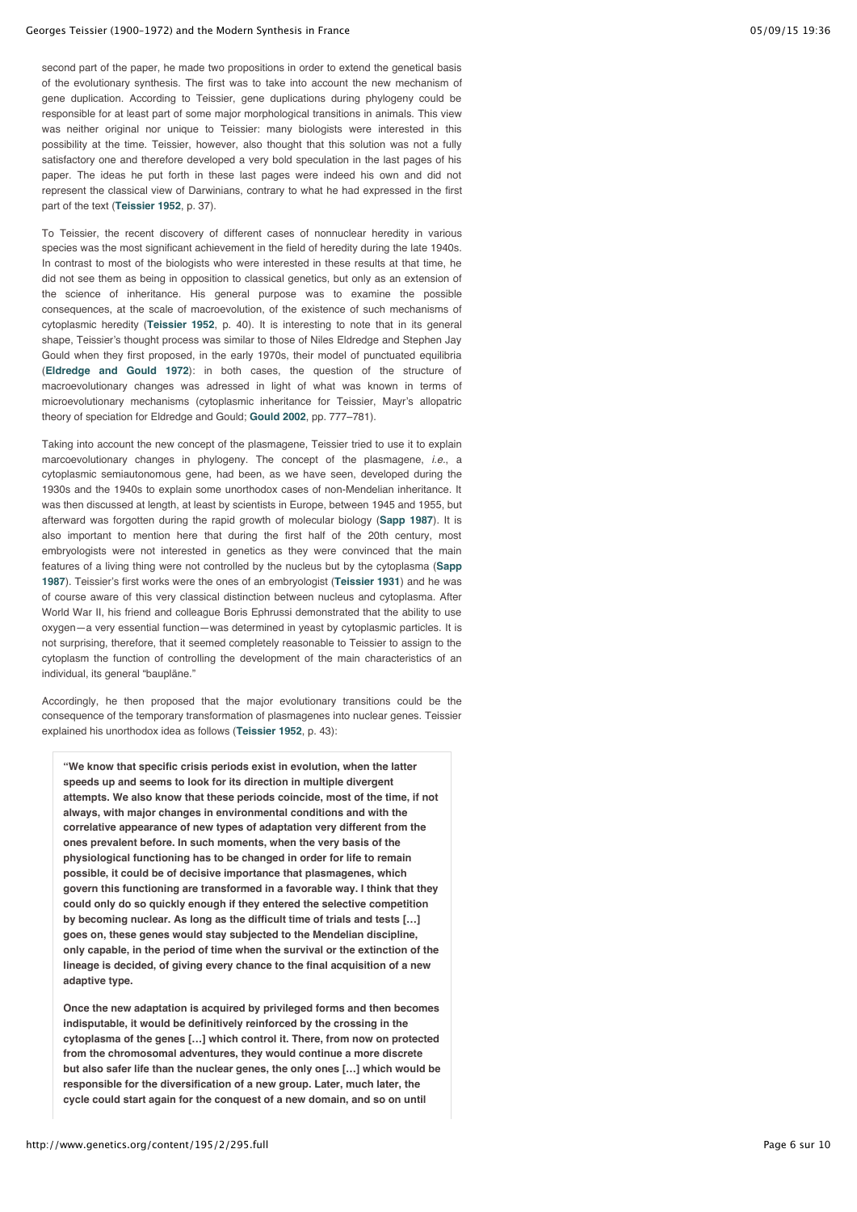second part of the paper, he made two propositions in order to extend the genetical basis of the evolutionary synthesis. The first was to take into account the new mechanism of gene duplication. According to Teissier, gene duplications during phylogeny could be responsible for at least part of some major morphological transitions in animals. This view was neither original nor unique to Teissier: many biologists were interested in this possibility at the time. Teissier, however, also thought that this solution was not a fully satisfactory one and therefore developed a very bold speculation in the last pages of his paper. The ideas he put forth in these last pages were indeed his own and did not represent the classical view of Darwinians, contrary to what he had expressed in the first part of the text (**Teissier 1952**, p. 37).

To Teissier, the recent discovery of different cases of nonnuclear heredity in various species was the most significant achievement in the field of heredity during the late 1940s. In contrast to most of the biologists who were interested in these results at that time, he did not see them as being in opposition to classical genetics, but only as an extension of the science of inheritance. His general purpose was to examine the possible consequences, at the scale of macroevolution, of the existence of such mechanisms of cytoplasmic heredity (**Teissier 1952**, p. 40). It is interesting to note that in its general shape, Teissier's thought process was similar to those of Niles Eldredge and Stephen Jay Gould when they first proposed, in the early 1970s, their model of punctuated equilibria (**Eldredge and Gould 1972**): in both cases, the question of the structure of macroevolutionary changes was adressed in light of what was known in terms of microevolutionary mechanisms (cytoplasmic inheritance for Teissier, Mayr's allopatric theory of speciation for Eldredge and Gould; **Gould 2002**, pp. 777–781).

Taking into account the new concept of the plasmagene, Teissier tried to use it to explain marcoevolutionary changes in phylogeny. The concept of the plasmagene, *i.e.*, a cytoplasmic semiautonomous gene, had been, as we have seen, developed during the 1930s and the 1940s to explain some unorthodox cases of non-Mendelian inheritance. It was then discussed at length, at least by scientists in Europe, between 1945 and 1955, but afterward was forgotten during the rapid growth of molecular biology (**Sapp 1987**). It is also important to mention here that during the first half of the 20th century, most embryologists were not interested in genetics as they were convinced that the main features of a living thing were not controlled by the nucleus but by the cytoplasma (**Sapp 1987**). Teissier's first works were the ones of an embryologist (**Teissier 1931**) and he was of course aware of this very classical distinction between nucleus and cytoplasma. After World War II, his friend and colleague Boris Ephrussi demonstrated that the ability to use oxygen—a very essential function—was determined in yeast by cytoplasmic particles. It is not surprising, therefore, that it seemed completely reasonable to Teissier to assign to the cytoplasm the function of controlling the development of the main characteristics of an individual, its general "baupläne."

Accordingly, he then proposed that the major evolutionary transitions could be the consequence of the temporary transformation of plasmagenes into nuclear genes. Teissier explained his unorthodox idea as follows (**Teissier 1952**, p. 43):

> **"We know that specific crisis periods exist in evolution, when the latter speeds up and seems to look for its direction in multiple divergent attempts. We also know that these periods coincide, most of the time, if not always, with major changes in environmental conditions and with the correlative appearance of new types of adaptation very different from the ones prevalent before. In such moments, when the very basis of the physiological functioning has to be changed in order for life to remain possible, it could be of decisive importance that plasmagenes, which govern this functioning are transformed in a favorable way. I think that they could only do so quickly enough if they entered the selective competition by becoming nuclear. As long as the difficult time of trials and tests […] goes on, these genes would stay subjected to the Mendelian discipline, only capable, in the period of time when the survival or the extinction of the lineage is decided, of giving every chance to the final acquisition of a new adaptive type.**
>
> **Once the new adaptation is acquired by privileged forms and then becomes indisputable, it would be definitively reinforced by the crossing in the cytoplasma of the genes […] which control it. There, from now on protected from the chromosomal adventures, they would continue a more discrete but also safer life than the nuclear genes, the only ones […] which would be responsible for the diversification of a new group. Later, much later, the cycle could start again for the conquest of a new domain, and so on until**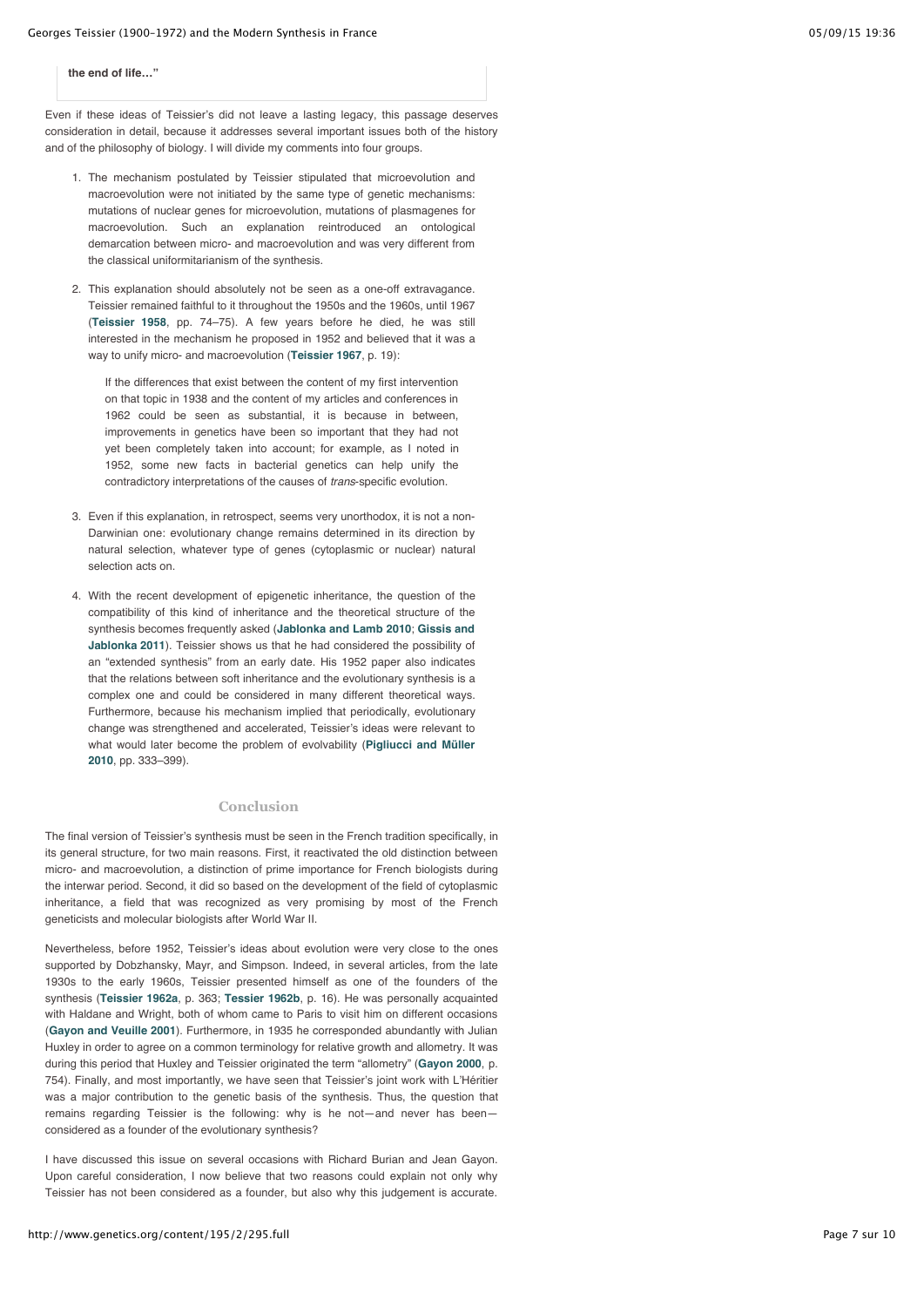**the end of life…"**

Even if these ideas of Teissier's did not leave a lasting legacy, this passage deserves consideration in detail, because it addresses several important issues both of the history and of the philosophy of biology. I will divide my comments into four groups.

1. The mechanism postulated by Teissier stipulated that microevolution and macroevolution were not initiated by the same type of genetic mechanisms: mutations of nuclear genes for microevolution, mutations of plasmagenes for macroevolution. Such an explanation reintroduced an ontological demarcation between micro- and macroevolution and was very different from the classical uniformitarianism of the synthesis.

2. This explanation should absolutely not be seen as a one-off extravagance. Teissier remained faithful to it throughout the 1950s and the 1960s, until 1967 (**Teissier 1958**, pp. 74–75). A few years before he died, he was still interested in the mechanism he proposed in 1952 and believed that it was a way to unify micro- and macroevolution (**Teissier 1967**, p. 19):

   > If the differences that exist between the content of my first intervention on that topic in 1938 and the content of my articles and conferences in 1962 could be seen as substantial, it is because in between, improvements in genetics have been so important that they had not yet been completely taken into account; for example, as I noted in 1952, some new facts in bacterial genetics can help unify the contradictory interpretations of the causes of *trans*-specific evolution.

3. Even if this explanation, in retrospect, seems very unorthodox, it is not a non-Darwinian one: evolutionary change remains determined in its direction by natural selection, whatever type of genes (cytoplasmic or nuclear) natural selection acts on.

4. With the recent development of epigenetic inheritance, the question of the compatibility of this kind of inheritance and the theoretical structure of the synthesis becomes frequently asked (**Jablonka and Lamb 2010**; **Gissis and Jablonka 2011**). Teissier shows us that he had considered the possibility of an "extended synthesis" from an early date. His 1952 paper also indicates that the relations between soft inheritance and the evolutionary synthesis is a complex one and could be considered in many different theoretical ways. Furthermore, because his mechanism implied that periodically, evolutionary change was strengthened and accelerated, Teissier's ideas were relevant to what would later become the problem of evolvability (**Pigliucci and Müller 2010**, pp. 333–399).

## Conclusion

The final version of Teissier's synthesis must be seen in the French tradition specifically, in its general structure, for two main reasons. First, it reactivated the old distinction between micro- and macroevolution, a distinction of prime importance for French biologists during the interwar period. Second, it did so based on the development of the field of cytoplasmic inheritance, a field that was recognized as very promising by most of the French geneticists and molecular biologists after World War II.

Nevertheless, before 1952, Teissier's ideas about evolution were very close to the ones supported by Dobzhansky, Mayr, and Simpson. Indeed, in several articles, from the late 1930s to the early 1960s, Teissier presented himself as one of the founders of the synthesis (**Teissier 1962a**, p. 363; **Tessier 1962b**, p. 16). He was personally acquainted with Haldane and Wright, both of whom came to Paris to visit him on different occasions (**Gayon and Veuille 2001**). Furthermore, in 1935 he corresponded abundantly with Julian Huxley in order to agree on a common terminology for relative growth and allometry. It was during this period that Huxley and Teissier originated the term "allometry" (**Gayon 2000**, p. 754). Finally, and most importantly, we have seen that Teissier's joint work with L'Héritier was a major contribution to the genetic basis of the synthesis. Thus, the question that remains regarding Teissier is the following: why is he not—and never has been—considered as a founder of the evolutionary synthesis?

I have discussed this issue on several occasions with Richard Burian and Jean Gayon. Upon careful consideration, I now believe that two reasons could explain not only why Teissier has not been considered as a founder, but also why this judgement is accurate.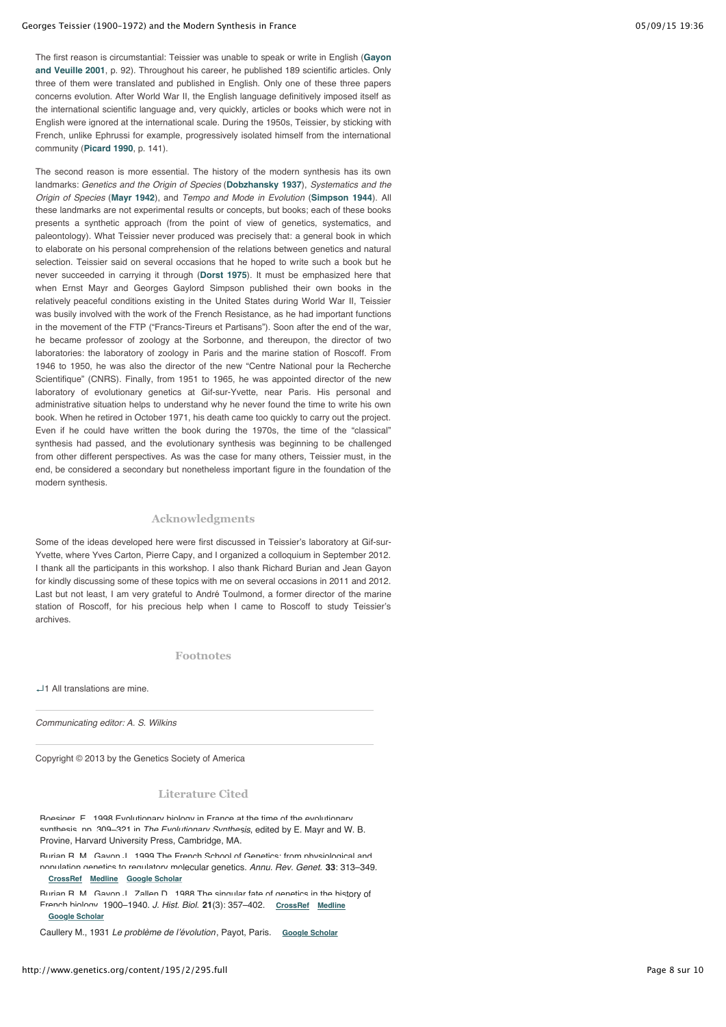The first reason is circumstantial: Teissier was unable to speak or write in English (**Gayon and Veuille 2001**, p. 92). Throughout his career, he published 189 scientific articles. Only three of them were translated and published in English. Only one of these three papers concerns evolution. After World War II, the English language definitively imposed itself as the international scientific language and, very quickly, articles or books which were not in English were ignored at the international scale. During the 1950s, Teissier, by sticking with French, unlike Ephrussi for example, progressively isolated himself from the international community (**Picard 1990**, p. 141).

The second reason is more essential. The history of the modern synthesis has its own landmarks: *Genetics and the Origin of Species* (**Dobzhansky 1937**), *Systematics and the Origin of Species* (**Mayr 1942**), and *Tempo and Mode in Evolution* (**Simpson 1944**). All these landmarks are not experimental results or concepts, but books; each of these books presents a synthetic approach (from the point of view of genetics, systematics, and paleontology). What Teissier never produced was precisely that: a general book in which to elaborate on his personal comprehension of the relations between genetics and natural selection. Teissier said on several occasions that he hoped to write such a book but he never succeeded in carrying it through (**Dorst 1975**). It must be emphasized here that when Ernst Mayr and Georges Gaylord Simpson published their own books in the relatively peaceful conditions existing in the United States during World War II, Teissier was busily involved with the work of the French Resistance, as he had important functions in the movement of the FTP ("Francs-Tireurs et Partisans"). Soon after the end of the war, he became professor of zoology at the Sorbonne, and thereupon, the director of two laboratories: the laboratory of zoology in Paris and the marine station of Roscoff. From 1946 to 1950, he was also the director of the new "Centre National pour la Recherche Scientifique" (CNRS). Finally, from 1951 to 1965, he was appointed director of the new laboratory of evolutionary genetics at Gif-sur-Yvette, near Paris. His personal and administrative situation helps to understand why he never found the time to write his own book. When he retired in October 1971, his death came too quickly to carry out the project. Even if he could have written the book during the 1970s, the time of the "classical" synthesis had passed, and the evolutionary synthesis was beginning to be challenged from other different perspectives. As was the case for many others, Teissier must, in the end, be considered a secondary but nonetheless important figure in the foundation of the modern synthesis.

## Acknowledgments

Some of the ideas developed here were first discussed in Teissier's laboratory at Gif-sur-Yvette, where Yves Carton, Pierre Capy, and I organized a colloquium in September 2012. I thank all the participants in this workshop. I also thank Richard Burian and Jean Gayon for kindly discussing some of these topics with me on several occasions in 2011 and 2012. Last but not least, I am very grateful to André Toulmond, a former director of the marine station of Roscoff, for his precious help when I came to Roscoff to study Teissier's archives.

## Footnotes

↵1 All translations are mine.

*Communicating editor: A. S. Wilkins*

Copyright © 2013 by the Genetics Society of America

## Literature Cited

Boesiger, E., 1998 Evolutionary biology in France at the time of the evolutionary synthesis, pp. 309–321 in *The Evolutionary Synthesis*, edited by E. Mayr and W. B. Provine, Harvard University Press, Cambridge, MA.

Burian R. M., Gayon J., 1999 The French School of Genetics: from physiological and population genetics to regulatory molecular genetics. *Annu. Rev. Genet.* **33**: 313–349. CrossRef Medline Google Scholar

Burian R. M., Gayon J., Zallen D., 1988 The singular fate of genetics in the history of French biology, 1900–1940. *J. Hist. Biol.* **21**(3): 357–402. CrossRef Medline Google Scholar

Caullery M., 1931 *Le problème de l'évolution*, Payot, Paris. Google Scholar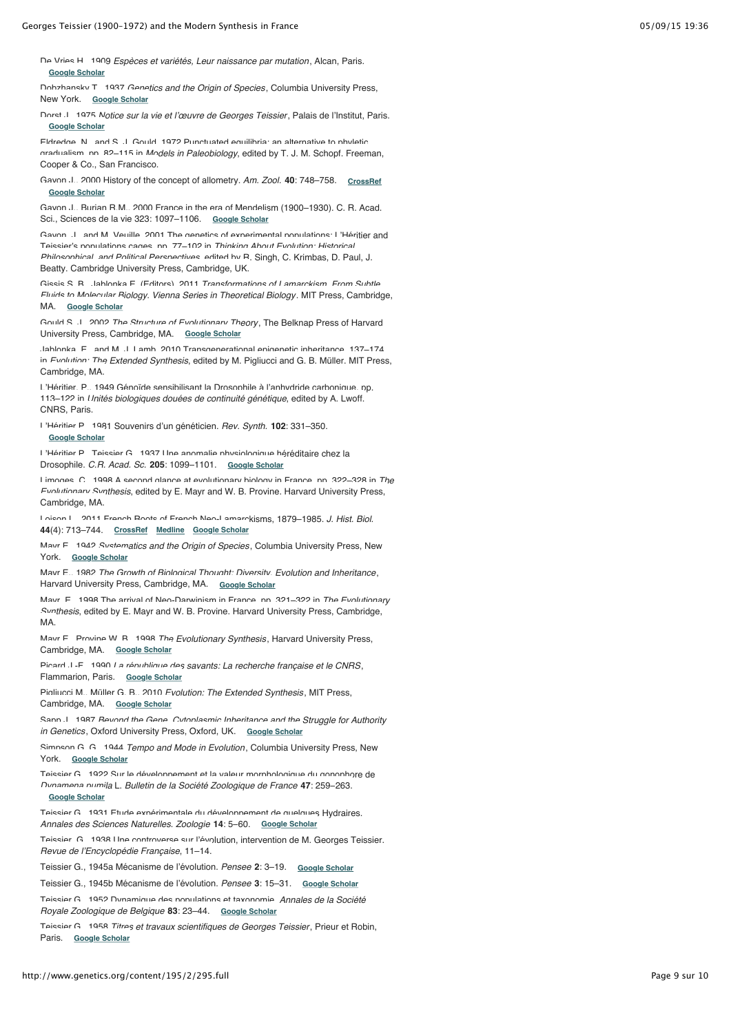De Vries H., 1909 *Espèces et variétés, Leur naissance par mutation*, Alcan, Paris. Google Scholar

Dobzhansky T., 1937 *Genetics and the Origin of Species*, Columbia University Press, New York. Google Scholar

Dorst J., 1975 *Notice sur la vie et l'œuvre de Georges Teissier*, Palais de l'Institut, Paris. Google Scholar

Eldredge, N., and S. J. Gould, 1972 Punctuated equilibria: an alternative to phyletic gradualism, pp. 82–115 in *Models in Paleobiology*, edited by T. J. M. Schopf. Freeman, Cooper & Co., San Francisco.

Gayon J., 2000 History of the concept of allometry. *Am. Zool.* **40**: 748–758. CrossRef Google Scholar

Gayon J., Burian R.M., 2000 France in the era of Mendelism (1900–1930). C. R. Acad. Sci., Sciences de la vie 323: 1097–1106. Google Scholar

Gayon, J., and M. Veuille, 2001 The genetics of experimental populations: L'Héritier and Teissier's populations cages, pp. 77–102 in *Thinking About Evolution: Historical Philosophical, and Political Perspectives*, edited by R. Singh, C. Krimbas, D. Paul, J. Beatty. Cambridge University Press, Cambridge, UK.

Gissis S. B., Jablonka E. (Editors), 2011 *Transformations of Lamarckism. From Subtle Fluids to Molecular Biology. Vienna Series in Theoretical Biology*. MIT Press, Cambridge, MA. Google Scholar

Gould S. J., 2002 *The Structure of Evolutionary Theory*, The Belknap Press of Harvard University Press, Cambridge, MA. Google Scholar

Jablonka, E., and M. J. Lamb, 2010 Transgenerational epigenetic inheritance, 137–174 in *Evolution: The Extended Synthesis*, edited by M. Pigliucci and G. B. Müller. MIT Press, Cambridge, MA.

L'Héritier, P., 1949 Génoïde sensibilisant la Drosophile à l'anhydride carbonique, pp. 113–122 in *Unités biologiques douées de continuité génétique*, edited by A. Lwoff. CNRS, Paris.

L'Héritier P., 1981 Souvenirs d'un généticien. *Rev. Synth.* **102**: 331–350. Google Scholar

L'Héritier P., Teissier G., 1937 Une anomalie physiologique héréditaire chez la Drosophile. *C.R. Acad. Sc.* **205**: 1099–1101. Google Scholar

Limoges, C., 1998 A second glance at evolutionary biology in France, pp. 322–328 in *The Evolutionary Synthesis*, edited by E. Mayr and W. B. Provine. Harvard University Press, Cambridge, MA.

Loison L., 2011 French Roots of French Neo-Lamarckisms, 1879–1985. *J. Hist. Biol.* **44**(4): 713–744. CrossRef Medline Google Scholar

Mayr E., 1942 *Systematics and the Origin of Species*, Columbia University Press, New York. Google Scholar

Mayr E., 1982 *The Growth of Biological Thought: Diversity, Evolution and Inheritance*, Harvard University Press, Cambridge, MA. Google Scholar

Mayr, E., 1998 The arrival of Neo-Darwinism in France, pp. 321–322 in *The Evolutionary Synthesis*, edited by E. Mayr and W. B. Provine. Harvard University Press, Cambridge, MA.

Mayr E., Provine W. B., 1998 *The Evolutionary Synthesis*, Harvard University Press, Cambridge, MA. Google Scholar

Picard J.-F., 1990 *La république des savants: La recherche française et le CNRS*, Flammarion, Paris. Google Scholar

Pigliucci M., Müller G. B., 2010 *Evolution: The Extended Synthesis*, MIT Press, Cambridge, MA. Google Scholar

Sapp J., 1987 *Beyond the Gene. Cytoplasmic Inheritance and the Struggle for Authority in Genetics*, Oxford University Press, Oxford, UK. Google Scholar

Simpson G. G., 1944 *Tempo and Mode in Evolution*, Columbia University Press, New York. Google Scholar

Teissier G., 1922 Sur le développement et la valeur morphologique du gonophore de *Dynamena pumila* L. *Bulletin de la Société Zoologique de France* **47**: 259–263. Google Scholar

Teissier G., 1931 Etude expérimentale du développement de quelques Hydraires. *Annales des Sciences Naturelles. Zoologie* **14**: 5–60. Google Scholar

Teissier, G., 1938 Une controverse sur l'évolution, intervention de M. Georges Teissier. *Revue de l'Encyclopédie Française*, 11–14.

Teissier G., 1945a Mécanisme de l'évolution. *Pensee* **2**: 3–19. Google Scholar

Teissier G., 1945b Mécanisme de l'évolution. *Pensee* **3**: 15–31. Google Scholar

Teissier G., 1952 Dynamique des populations et taxonomie. *Annales de la Société Royale Zoologique de Belgique* **83**: 23–44. Google Scholar

Teissier G., 1958 *Titres et travaux scientifiques de Georges Teissier*, Prieur et Robin, Paris. Google Scholar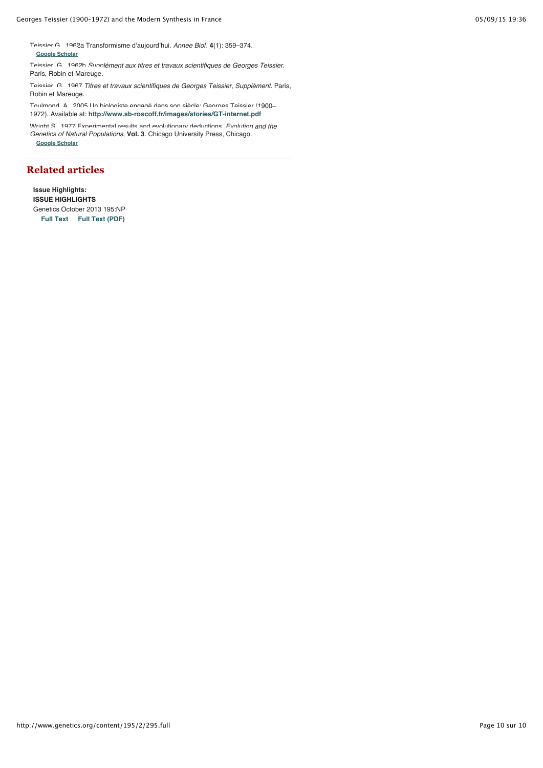Teissier G., 1962a Transformisme d'aujourd'hui. *Annee Biol.* **4**(1): 359–374.
Google Scholar

Teissier, G., 1962b *Supplément aux titres et travaux scientifiques de Georges Teissier*. Paris, Robin et Mareuge.

Teissier, G., 1967 *Titres et travaux scientifiques de Georges Teissier*, *Supplément*. Paris, Robin et Mareuge.

Toulmond, A., 2005 Un biologiste engagé dans son siècle: Georges Teissier (1900–1972). Available at: **http://www.sb-roscoff.fr/images/stories/GT-internet.pdf**

Wright S., 1977 Experimental results and evolutionary deductions. *Evolution and the Genetics of Natural Populations*, **Vol. 3**. Chicago University Press, Chicago.
Google Scholar

## Related articles

**Issue Highlights:**
**ISSUE HIGHLIGHTS**
Genetics October 2013 195:NP
**Full Text** **Full Text (PDF)**